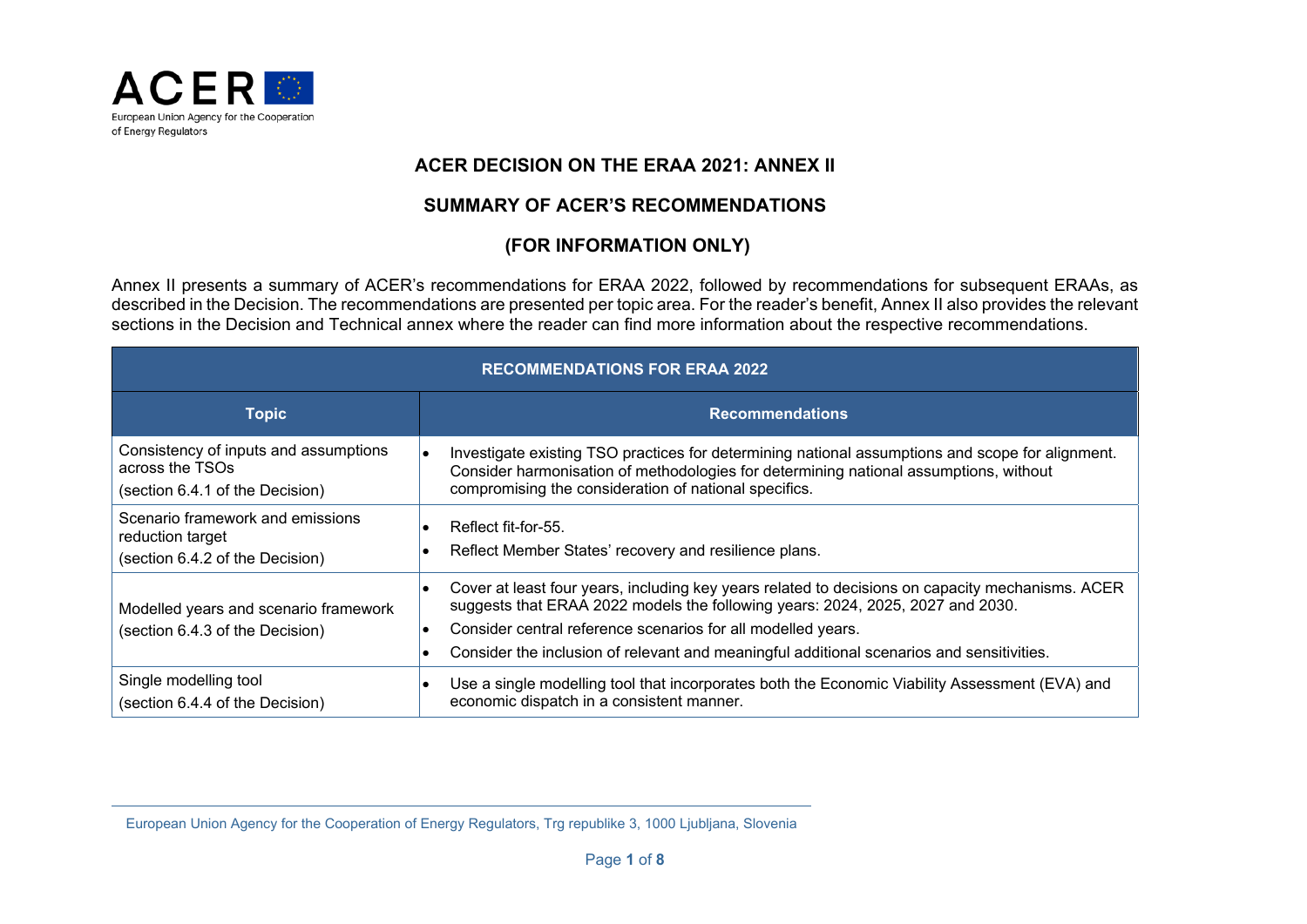ACER

European Union Agency for the Cooperation of Energy Regulators

# ACER DECISION ON THE ERAA 2021: ANNEX II

## SUMMARY OF ACER'S RECOMMENDATIONS

## (FOR INFORMATION ONLY)

Annex II presents a summary of ACER's recommendations for ERAA 2022, followed by recommendations for subsequent ERAAs, as described in the Decision. The recommendations are presented per topic area. For the reader's benefit, Annex II also provides the relevant sections in the Decision and Technical annex where the reader can find more information about the respective recommendations.

| **RECOMMENDATIONS FOR ERAA 2022** | |
|---|---|
| **Topic** | **Recommendations** |
| Consistency of inputs and assumptions across the TSOs<br>(section 6.4.1 of the Decision) | • Investigate existing TSO practices for determining national assumptions and scope for alignment. Consider harmonisation of methodologies for determining national assumptions, without compromising the consideration of national specifics. |
| Scenario framework and emissions reduction target<br>(section 6.4.2 of the Decision) | • Reflect fit-for-55.<br>• Reflect Member States' recovery and resilience plans. |
| Modelled years and scenario framework<br>(section 6.4.3 of the Decision) | • Cover at least four years, including key years related to decisions on capacity mechanisms. ACER suggests that ERAA 2022 models the following years: 2024, 2025, 2027 and 2030.<br>• Consider central reference scenarios for all modelled years.<br>• Consider the inclusion of relevant and meaningful additional scenarios and sensitivities. |
| Single modelling tool<br>(section 6.4.4 of the Decision) | • Use a single modelling tool that incorporates both the Economic Viability Assessment (EVA) and economic dispatch in a consistent manner. |

European Union Agency for the Cooperation of Energy Regulators, Trg republike 3, 1000 Ljubljana, Slovenia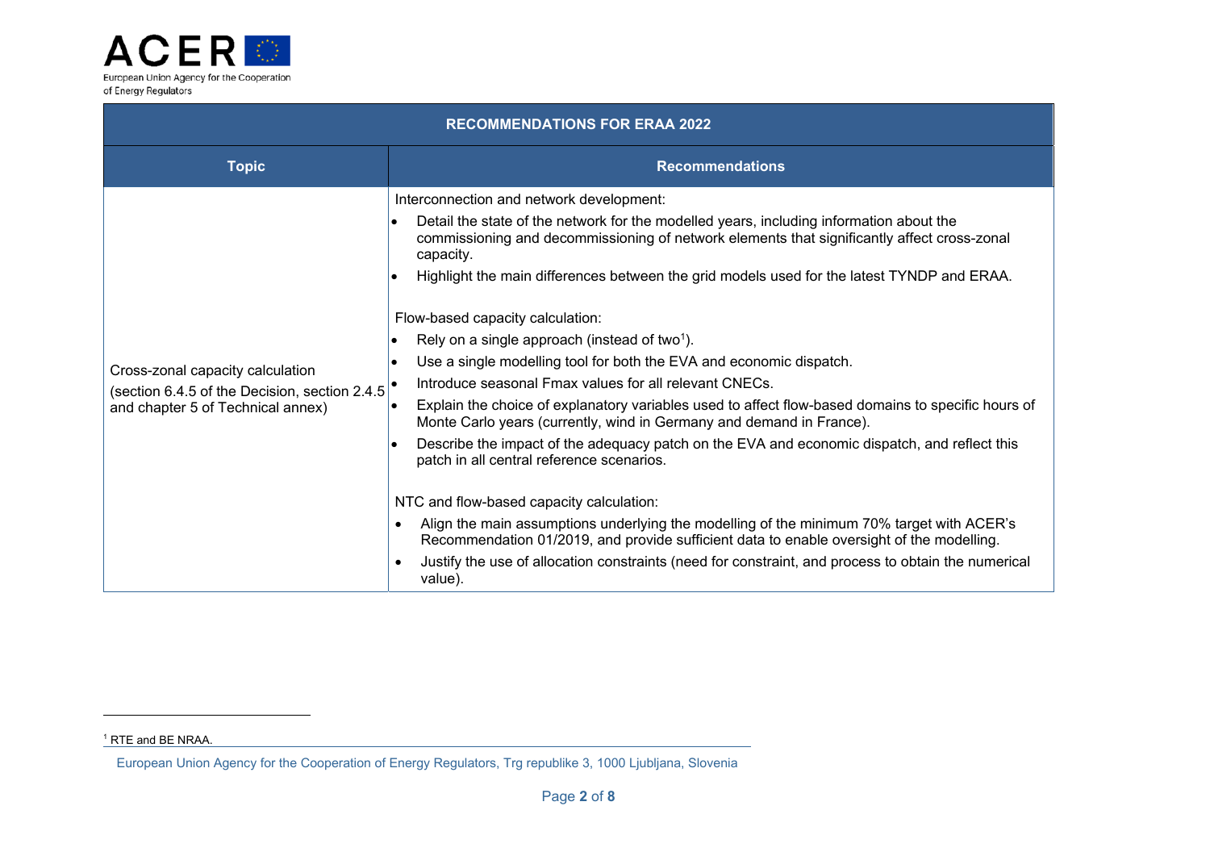| RECOMMENDATIONS FOR ERAA 2022 | |
|---|---|
| **Topic** | **Recommendations** |
| Cross-zonal capacity calculation (section 6.4.5 of the Decision, section 2.4.5 and chapter 5 of Technical annex) | Interconnection and network development:<br>• Detail the state of the network for the modelled years, including information about the commissioning and decommissioning of network elements that significantly affect cross-zonal capacity.<br>• Highlight the main differences between the grid models used for the latest TYNDP and ERAA.<br><br>Flow-based capacity calculation:<br>• Rely on a single approach (instead of two[1]).<br>• Use a single modelling tool for both the EVA and economic dispatch.<br>• Introduce seasonal Fmax values for all relevant CNECs.<br>• Explain the choice of explanatory variables used to affect flow-based domains to specific hours of Monte Carlo years (currently, wind in Germany and demand in France).<br>• Describe the impact of the adequacy patch on the EVA and economic dispatch, and reflect this patch in all central reference scenarios.<br><br>NTC and flow-based capacity calculation:<br>• Align the main assumptions underlying the modelling of the minimum 70% target with ACER's Recommendation 01/2019, and provide sufficient data to enable oversight of the modelling.<br>• Justify the use of allocation constraints (need for constraint, and process to obtain the numerical value). |

[1] RTE and BE NRAA.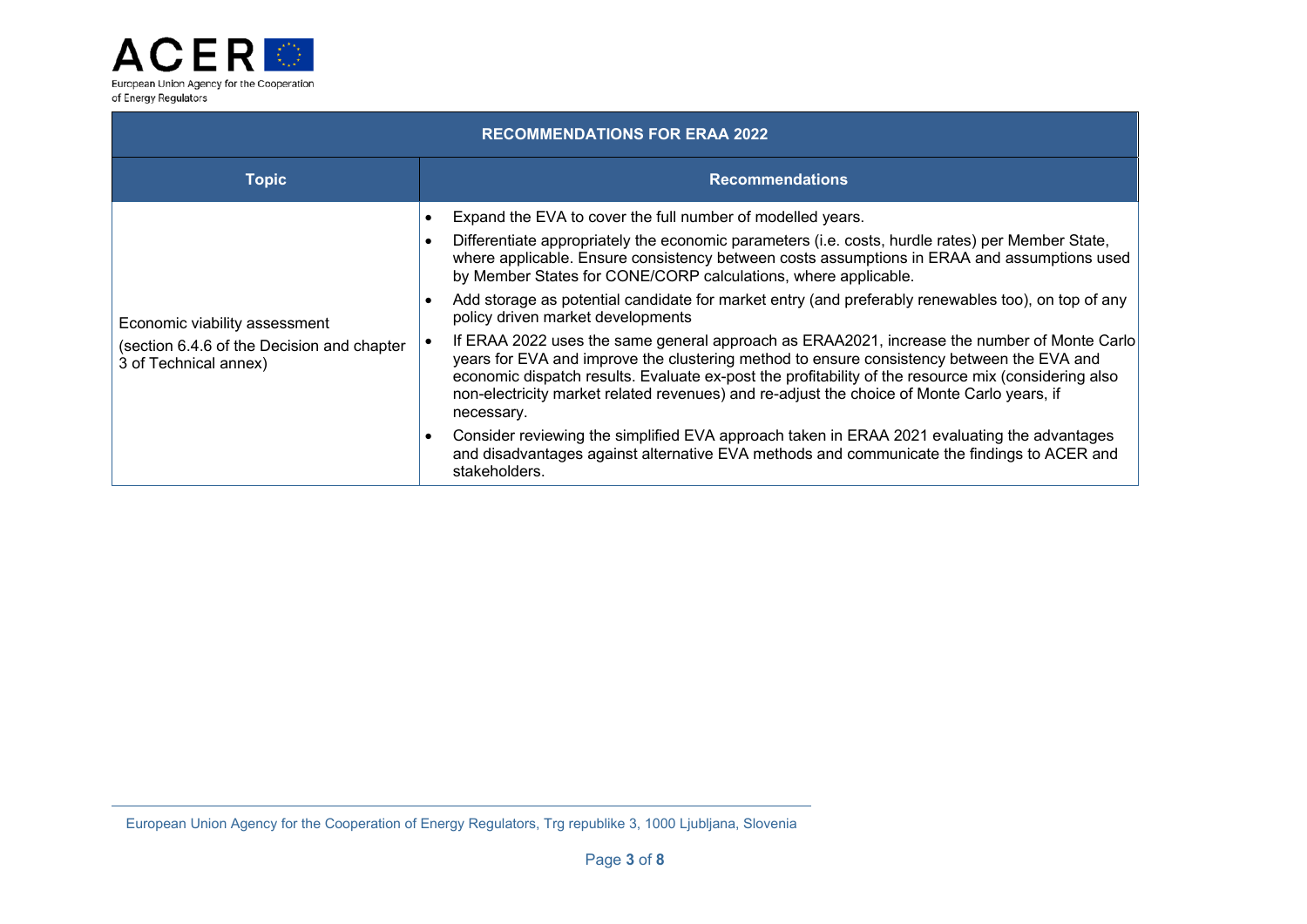| RECOMMENDATIONS FOR ERAA 2022 | |
|---|---|
| **Topic** | **Recommendations** |
| Economic viability assessment (section 6.4.6 of the Decision and chapter 3 of Technical annex) | • Expand the EVA to cover the full number of modelled years. <br> • Differentiate appropriately the economic parameters (i.e. costs, hurdle rates) per Member State, where applicable. Ensure consistency between costs assumptions in ERAA and assumptions used by Member States for CONE/CORP calculations, where applicable. <br> • Add storage as potential candidate for market entry (and preferably renewables too), on top of any policy driven market developments <br> • If ERAA 2022 uses the same general approach as ERAA2021, increase the number of Monte Carlo years for EVA and improve the clustering method to ensure consistency between the EVA and economic dispatch results. Evaluate ex-post the profitability of the resource mix (considering also non-electricity market related revenues) and re-adjust the choice of Monte Carlo years, if necessary. <br> • Consider reviewing the simplified EVA approach taken in ERAA 2021 evaluating the advantages and disadvantages against alternative EVA methods and communicate the findings to ACER and stakeholders. |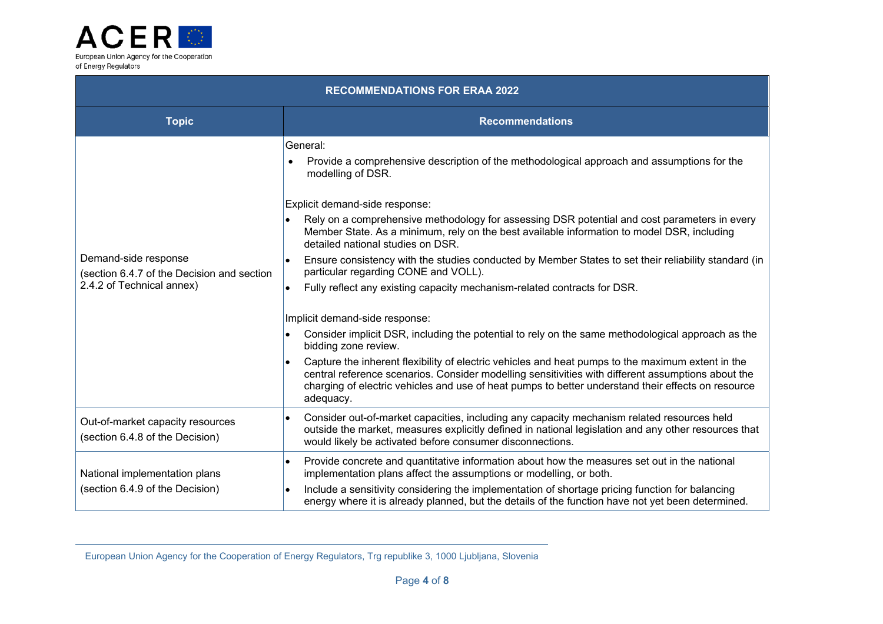| RECOMMENDATIONS FOR ERAA 2022 | |
|---|---|
| **Topic** | **Recommendations** |
| Demand-side response (section 6.4.7 of the Decision and section 2.4.2 of Technical annex) | General:<br>• Provide a comprehensive description of the methodological approach and assumptions for the modelling of DSR.<br><br>Explicit demand-side response:<br>• Rely on a comprehensive methodology for assessing DSR potential and cost parameters in every Member State. As a minimum, rely on the best available information to model DSR, including detailed national studies on DSR.<br>• Ensure consistency with the studies conducted by Member States to set their reliability standard (in particular regarding CONE and VOLL).<br>• Fully reflect any existing capacity mechanism-related contracts for DSR.<br><br>Implicit demand-side response:<br>• Consider implicit DSR, including the potential to rely on the same methodological approach as the bidding zone review.<br>• Capture the inherent flexibility of electric vehicles and heat pumps to the maximum extent in the central reference scenarios. Consider modelling sensitivities with different assumptions about the charging of electric vehicles and use of heat pumps to better understand their effects on resource adequacy. |
| Out-of-market capacity resources (section 6.4.8 of the Decision) | • Consider out-of-market capacities, including any capacity mechanism related resources held outside the market, measures explicitly defined in national legislation and any other resources that would likely be activated before consumer disconnections. |
| National implementation plans (section 6.4.9 of the Decision) | • Provide concrete and quantitative information about how the measures set out in the national implementation plans affect the assumptions or modelling, or both.<br>• Include a sensitivity considering the implementation of shortage pricing function for balancing energy where it is already planned, but the details of the function have not yet been determined. |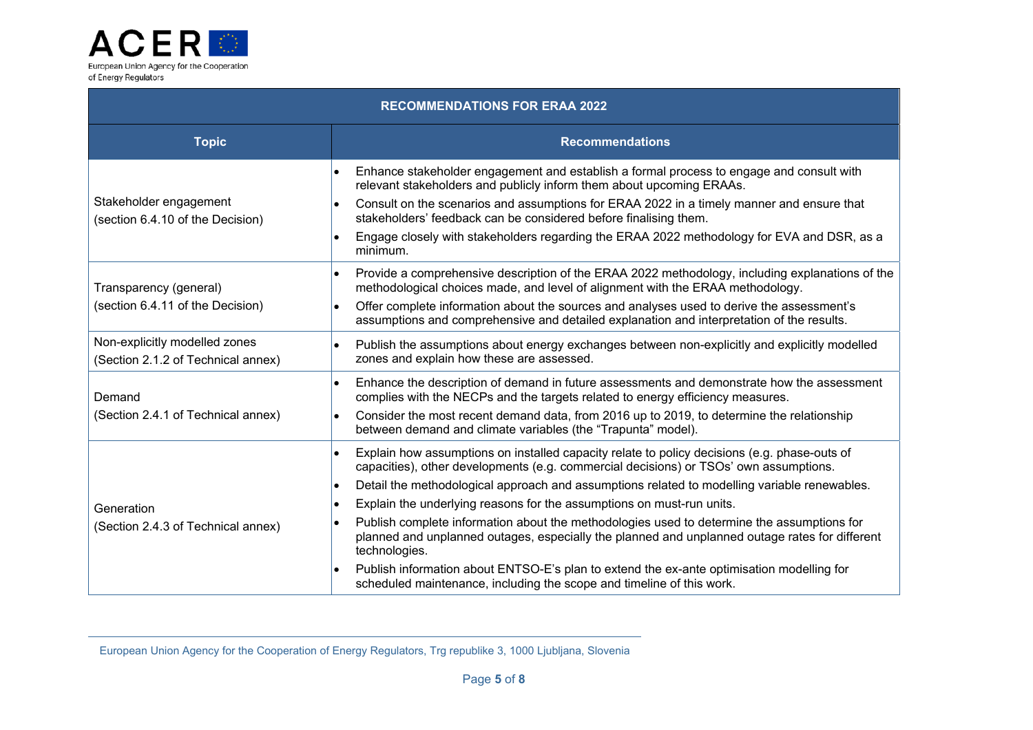| RECOMMENDATIONS FOR ERAA 2022 | |
|---|---|
| **Topic** | **Recommendations** |
| Stakeholder engagement (section 6.4.10 of the Decision) | • Enhance stakeholder engagement and establish a formal process to engage and consult with relevant stakeholders and publicly inform them about upcoming ERAAs.<br>• Consult on the scenarios and assumptions for ERAA 2022 in a timely manner and ensure that stakeholders' feedback can be considered before finalising them.<br>• Engage closely with stakeholders regarding the ERAA 2022 methodology for EVA and DSR, as a minimum. |
| Transparency (general) (section 6.4.11 of the Decision) | • Provide a comprehensive description of the ERAA 2022 methodology, including explanations of the methodological choices made, and level of alignment with the ERAA methodology.<br>• Offer complete information about the sources and analyses used to derive the assessment's assumptions and comprehensive and detailed explanation and interpretation of the results. |
| Non-explicitly modelled zones (Section 2.1.2 of Technical annex) | • Publish the assumptions about energy exchanges between non-explicitly and explicitly modelled zones and explain how these are assessed. |
| Demand (Section 2.4.1 of Technical annex) | • Enhance the description of demand in future assessments and demonstrate how the assessment complies with the NECPs and the targets related to energy efficiency measures.<br>• Consider the most recent demand data, from 2016 up to 2019, to determine the relationship between demand and climate variables (the "Trapunta" model). |
| Generation (Section 2.4.3 of Technical annex) | • Explain how assumptions on installed capacity relate to policy decisions (e.g. phase-outs of capacities), other developments (e.g. commercial decisions) or TSOs' own assumptions.<br>• Detail the methodological approach and assumptions related to modelling variable renewables.<br>• Explain the underlying reasons for the assumptions on must-run units.<br>• Publish complete information about the methodologies used to determine the assumptions for planned and unplanned outages, especially the planned and unplanned outage rates for different technologies.<br>• Publish information about ENTSO-E's plan to extend the ex-ante optimisation modelling for scheduled maintenance, including the scope and timeline of this work. |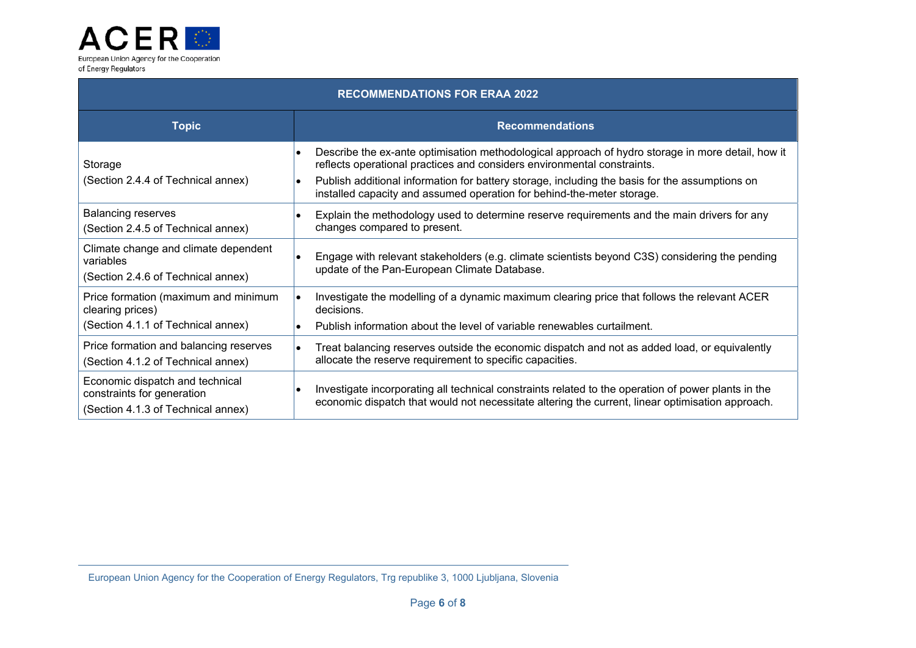| RECOMMENDATIONS FOR ERAA 2022 | |
|---|---|
| **Topic** | **Recommendations** |
| Storage<br>(Section 2.4.4 of Technical annex) | • Describe the ex-ante optimisation methodological approach of hydro storage in more detail, how it reflects operational practices and considers environmental constraints.<br>• Publish additional information for battery storage, including the basis for the assumptions on installed capacity and assumed operation for behind-the-meter storage. |
| Balancing reserves<br>(Section 2.4.5 of Technical annex) | • Explain the methodology used to determine reserve requirements and the main drivers for any changes compared to present. |
| Climate change and climate dependent variables<br>(Section 2.4.6 of Technical annex) | • Engage with relevant stakeholders (e.g. climate scientists beyond C3S) considering the pending update of the Pan-European Climate Database. |
| Price formation (maximum and minimum clearing prices)<br>(Section 4.1.1 of Technical annex) | • Investigate the modelling of a dynamic maximum clearing price that follows the relevant ACER decisions.<br>• Publish information about the level of variable renewables curtailment. |
| Price formation and balancing reserves<br>(Section 4.1.2 of Technical annex) | • Treat balancing reserves outside the economic dispatch and not as added load, or equivalently allocate the reserve requirement to specific capacities. |
| Economic dispatch and technical constraints for generation<br>(Section 4.1.3 of Technical annex) | • Investigate incorporating all technical constraints related to the operation of power plants in the economic dispatch that would not necessitate altering the current, linear optimisation approach. |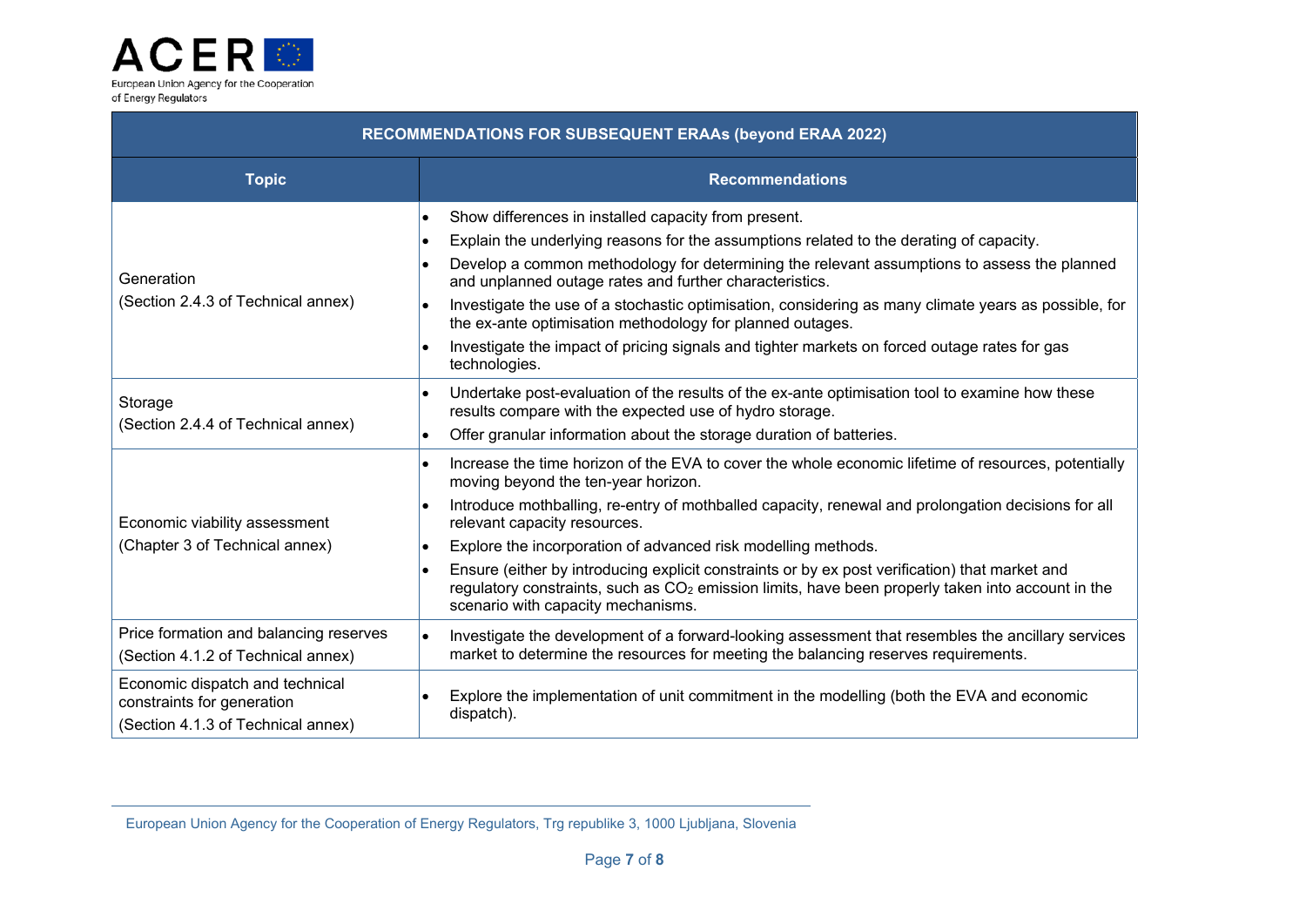| RECOMMENDATIONS FOR SUBSEQUENT ERAAs (beyond ERAA 2022) | |
|---|---|
| **Topic** | **Recommendations** |
| Generation<br>(Section 2.4.3 of Technical annex) | • Show differences in installed capacity from present.<br>• Explain the underlying reasons for the assumptions related to the derating of capacity.<br>• Develop a common methodology for determining the relevant assumptions to assess the planned and unplanned outage rates and further characteristics.<br>• Investigate the use of a stochastic optimisation, considering as many climate years as possible, for the ex-ante optimisation methodology for planned outages.<br>• Investigate the impact of pricing signals and tighter markets on forced outage rates for gas technologies. |
| Storage<br>(Section 2.4.4 of Technical annex) | • Undertake post-evaluation of the results of the ex-ante optimisation tool to examine how these results compare with the expected use of hydro storage.<br>• Offer granular information about the storage duration of batteries. |
| Economic viability assessment<br>(Chapter 3 of Technical annex) | • Increase the time horizon of the EVA to cover the whole economic lifetime of resources, potentially moving beyond the ten-year horizon.<br>• Introduce mothballing, re-entry of mothballed capacity, renewal and prolongation decisions for all relevant capacity resources.<br>• Explore the incorporation of advanced risk modelling methods.<br>• Ensure (either by introducing explicit constraints or by ex post verification) that market and regulatory constraints, such as $CO_2$ emission limits, have been properly taken into account in the scenario with capacity mechanisms. |
| Price formation and balancing reserves<br>(Section 4.1.2 of Technical annex) | • Investigate the development of a forward-looking assessment that resembles the ancillary services market to determine the resources for meeting the balancing reserves requirements. |
| Economic dispatch and technical constraints for generation<br>(Section 4.1.3 of Technical annex) | • Explore the implementation of unit commitment in the modelling (both the EVA and economic dispatch). |

European Union Agency for the Cooperation of Energy Regulators, Trg republike 3, 1000 Ljubljana, Slovenia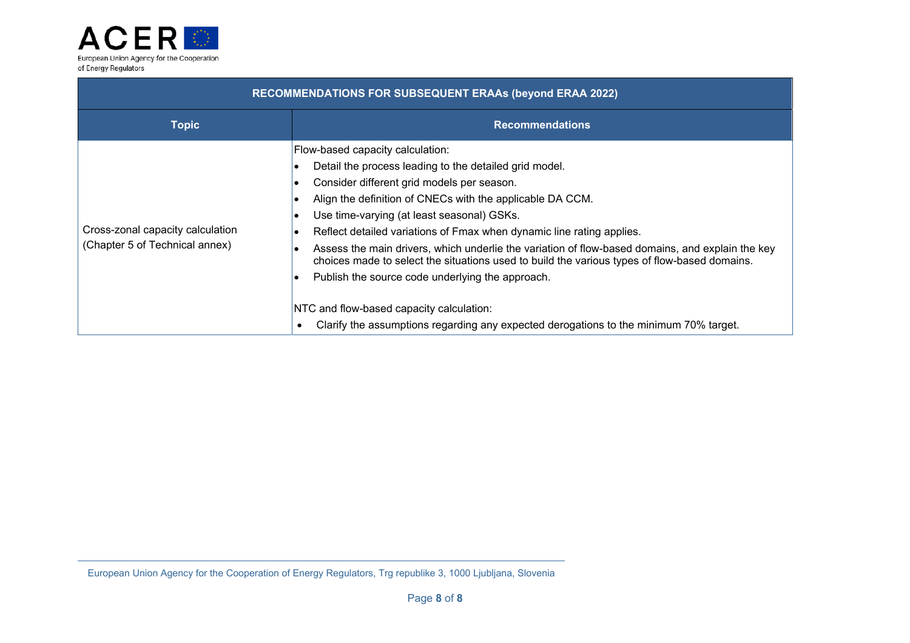| RECOMMENDATIONS FOR SUBSEQUENT ERAAs (beyond ERAA 2022) | |
|---|---|
| **Topic** | **Recommendations** |
| Cross-zonal capacity calculation (Chapter 5 of Technical annex) | Flow-based capacity calculation:<br>• Detail the process leading to the detailed grid model.<br>• Consider different grid models per season.<br>• Align the definition of CNECs with the applicable DA CCM.<br>• Use time-varying (at least seasonal) GSKs.<br>• Reflect detailed variations of Fmax when dynamic line rating applies.<br>• Assess the main drivers, which underlie the variation of flow-based domains, and explain the key choices made to select the situations used to build the various types of flow-based domains.<br>• Publish the source code underlying the approach.<br><br>NTC and flow-based capacity calculation:<br>• Clarify the assumptions regarding any expected derogations to the minimum 70% target. |